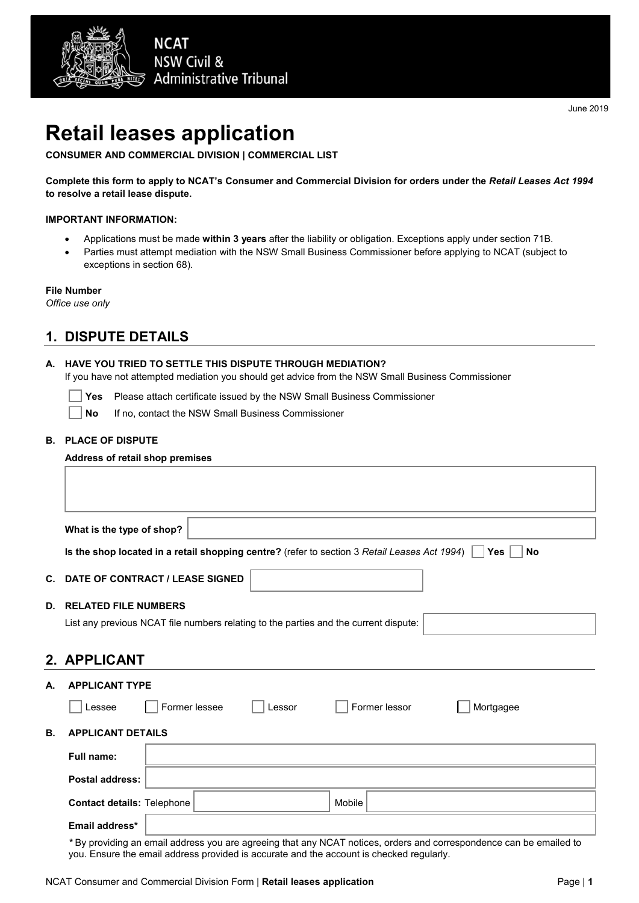NCAT
NSW Civil & Administrative Tribunal

June 2019

# Retail leases application

**CONSUMER AND COMMERCIAL DIVISION | COMMERCIAL LIST**

**Complete this form to apply to NCAT's Consumer and Commercial Division for orders under the *Retail Leases Act 1994* to resolve a retail lease dispute.**

**IMPORTANT INFORMATION:**

- Applications must be made **within 3 years** after the liability or obligation. Exceptions apply under section 71B.
- Parties must attempt mediation with the NSW Small Business Commissioner before applying to NCAT (subject to exceptions in section 68).

**File Number**
*Office use only*

## 1. DISPUTE DETAILS

**A. HAVE YOU TRIED TO SETTLE THIS DISPUTE THROUGH MEDIATION?**

If you have not attempted mediation you should get advice from the NSW Small Business Commissioner

☐ **Yes** Please attach certificate issued by the NSW Small Business Commissioner

☐ **No** If no, contact the NSW Small Business Commissioner

**B. PLACE OF DISPUTE**

**Address of retail shop premises**

**What is the type of shop?**

**Is the shop located in a retail shopping centre?** (refer to section 3 *Retail Leases Act 1994*) ☐ **Yes** ☐ **No**

**C. DATE OF CONTRACT / LEASE SIGNED**

**D. RELATED FILE NUMBERS**

List any previous NCAT file numbers relating to the parties and the current dispute:

## 2. APPLICANT

**A. APPLICANT TYPE**

☐ Lessee ☐ Former lessee ☐ Lessor ☐ Former lessor ☐ Mortgagee

**B. APPLICANT DETAILS**

| | |
|---|---|
| **Full name:** | |
| **Postal address:** | |
| **Contact details:** Telephone | Mobile |
| **Email address*** | |

*** By providing an email address you are agreeing that any NCAT notices, orders and correspondence can be emailed to you. Ensure the email address provided is accurate and the account is checked regularly.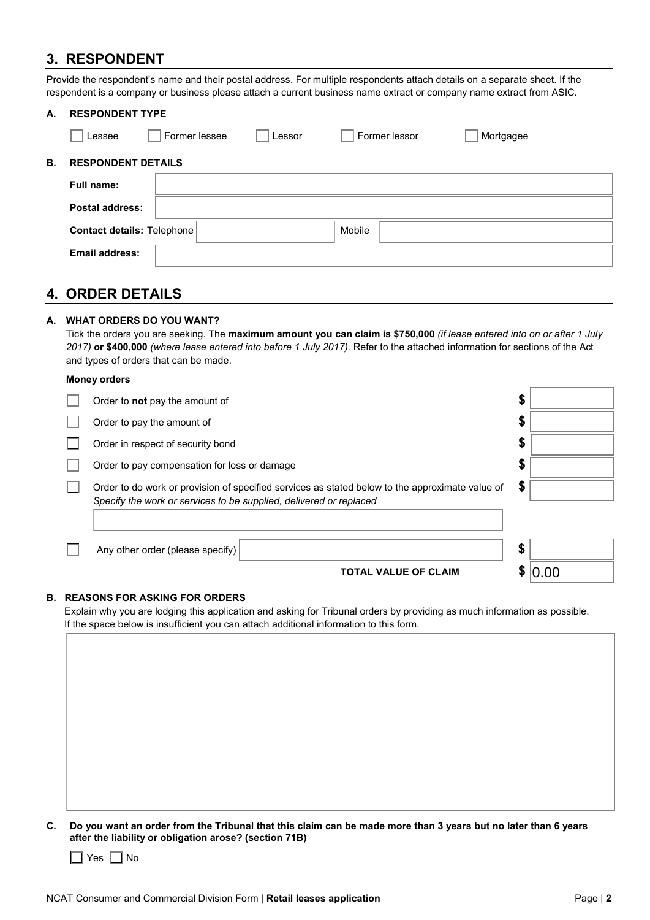## 3. RESPONDENT

Provide the respondent's name and their postal address. For multiple respondents attach details on a separate sheet. If the respondent is a company or business please attach a current business name extract or company name extract from ASIC.

### A. RESPONDENT TYPE

☐ Lessee ☐ Former lessee ☐ Lessor ☐ Former lessor ☐ Mortgagee

### B. RESPONDENT DETAILS

| | |
|---|---|
| **Full name:** | |
| **Postal address:** | |
| **Contact details:** Telephone | Mobile |
| **Email address:** | |

## 4. ORDER DETAILS

### A. WHAT ORDERS DO YOU WANT?

Tick the orders you are seeking. The **maximum amount you can claim is $750,000** *(if lease entered into on or after 1 July 2017)* **or $400,000** *(where lease entered into before 1 July 2017).* Refer to the attached information for sections of the Act and types of orders that can be made.

**Money orders**

| | Order | $ |
|---|---|---|
| ☐ | Order to **not** pay the amount of | $ |
| ☐ | Order to pay the amount of | $ |
| ☐ | Order in respect of security bond | $ |
| ☐ | Order to pay compensation for loss or damage | $ |
| ☐ | Order to do work or provision of specified services as stated below to the approximate value of *Specify the work or services to be supplied, delivered or replaced* | $ |
| ☐ | Any other order (please specify) | $ |
| | **TOTAL VALUE OF CLAIM** | $ 0.00 |

### B. REASONS FOR ASKING FOR ORDERS

Explain why you are lodging this application and asking for Tribunal orders by providing as much information as possible. If the space below is insufficient you can attach additional information to this form.

### C. Do you want an order from the Tribunal that this claim can be made more than 3 years but no later than 6 years after the liability or obligation arose? (section 71B)

☐ Yes ☐ No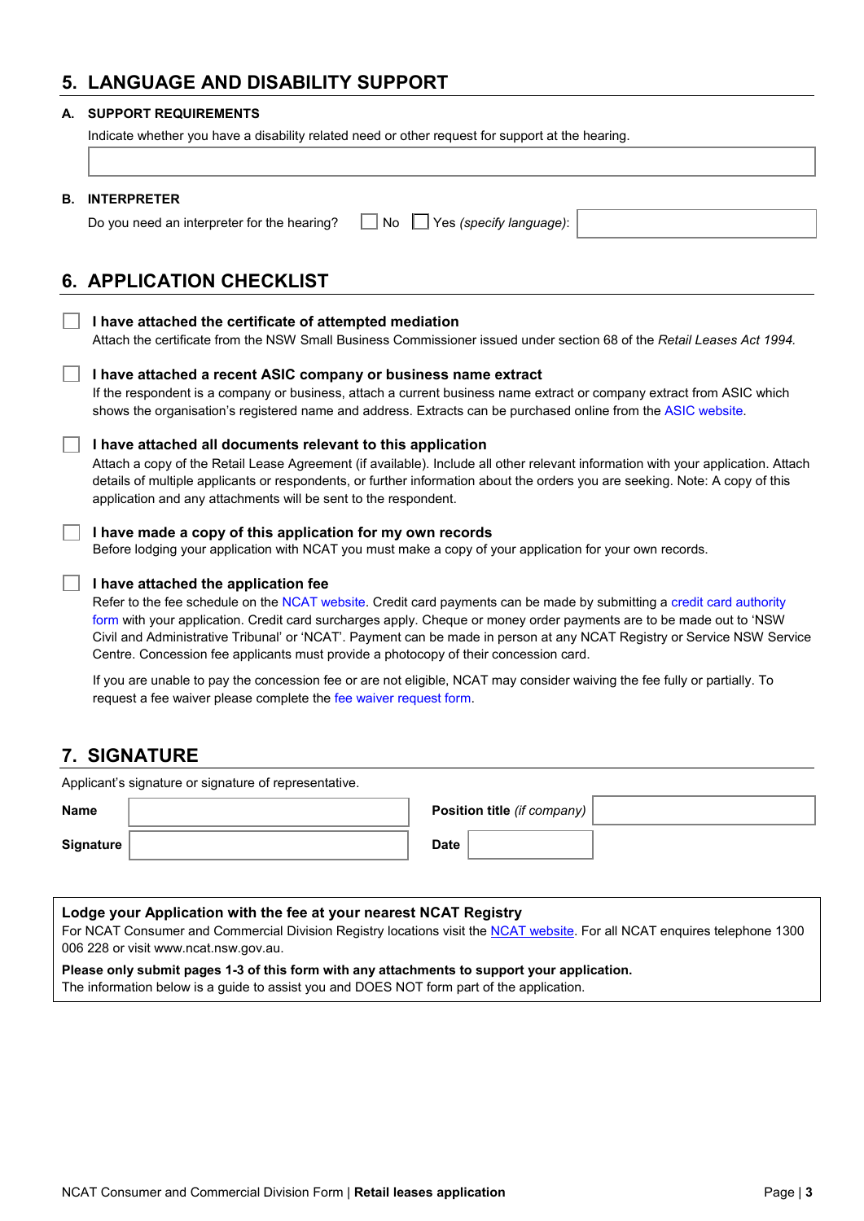## 5. LANGUAGE AND DISABILITY SUPPORT

**A. SUPPORT REQUIREMENTS**

Indicate whether you have a disability related need or other request for support at the hearing.

**B. INTERPRETER**

Do you need an interpreter for the hearing? ☐ No ☐ Yes *(specify language)*:

## 6. APPLICATION CHECKLIST

☐ **I have attached the certificate of attempted mediation**
Attach the certificate from the NSW Small Business Commissioner issued under section 68 of the *Retail Leases Act 1994.*

☐ **I have attached a recent ASIC company or business name extract**
If the respondent is a company or business, attach a current business name extract or company extract from ASIC which shows the organisation's registered name and address. Extracts can be purchased online from the ASIC website.

☐ **I have attached all documents relevant to this application**
Attach a copy of the Retail Lease Agreement (if available). Include all other relevant information with your application. Attach details of multiple applicants or respondents, or further information about the orders you are seeking. Note: A copy of this application and any attachments will be sent to the respondent.

☐ **I have made a copy of this application for my own records**
Before lodging your application with NCAT you must make a copy of your application for your own records.

☐ **I have attached the application fee**
Refer to the fee schedule on the NCAT website. Credit card payments can be made by submitting a credit card authority form with your application. Credit card surcharges apply. Cheque or money order payments are to be made out to 'NSW Civil and Administrative Tribunal' or 'NCAT'. Payment can be made in person at any NCAT Registry or Service NSW Service Centre. Concession fee applicants must provide a photocopy of their concession card.

If you are unable to pay the concession fee or are not eligible, NCAT may consider waiving the fee fully or partially. To request a fee waiver please complete the fee waiver request form.

## 7. SIGNATURE

Applicant's signature or signature of representative.

| **Name** | | **Position title** *(if company)* | |
|---|---|---|---|
| **Signature** | | **Date** | |

**Lodge your Application with the fee at your nearest NCAT Registry**
For NCAT Consumer and Commercial Division Registry locations visit the NCAT website. For all NCAT enquires telephone 1300 006 228 or visit www.ncat.nsw.gov.au.

**Please only submit pages 1-3 of this form with any attachments to support your application.**
The information below is a guide to assist you and DOES NOT form part of the application.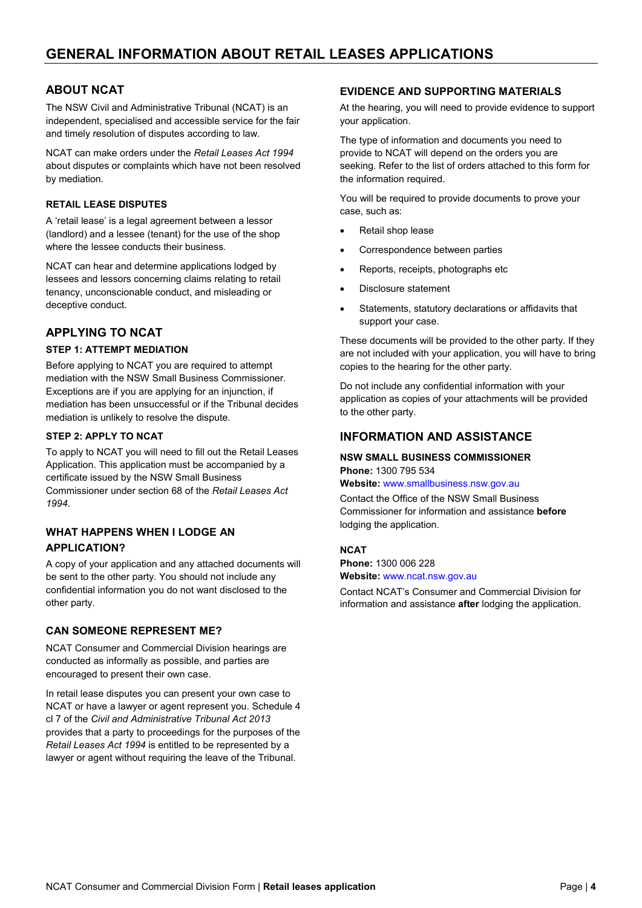# GENERAL INFORMATION ABOUT RETAIL LEASES APPLICATIONS

## ABOUT NCAT

The NSW Civil and Administrative Tribunal (NCAT) is an independent, specialised and accessible service for the fair and timely resolution of disputes according to law.

NCAT can make orders under the *Retail Leases Act 1994* about disputes or complaints which have not been resolved by mediation.

### RETAIL LEASE DISPUTES

A 'retail lease' is a legal agreement between a lessor (landlord) and a lessee (tenant) for the use of the shop where the lessee conducts their business.

NCAT can hear and determine applications lodged by lessees and lessors concerning claims relating to retail tenancy, unconscionable conduct, and misleading or deceptive conduct.

## APPLYING TO NCAT

### STEP 1: ATTEMPT MEDIATION

Before applying to NCAT you are required to attempt mediation with the NSW Small Business Commissioner. Exceptions are if you are applying for an injunction, if mediation has been unsuccessful or if the Tribunal decides mediation is unlikely to resolve the dispute.

### STEP 2: APPLY TO NCAT

To apply to NCAT you will need to fill out the Retail Leases Application. This application must be accompanied by a certificate issued by the NSW Small Business Commissioner under section 68 of the *Retail Leases Act 1994.*

### WHAT HAPPENS WHEN I LODGE AN APPLICATION?

A copy of your application and any attached documents will be sent to the other party. You should not include any confidential information you do not want disclosed to the other party.

### CAN SOMEONE REPRESENT ME?

NCAT Consumer and Commercial Division hearings are conducted as informally as possible, and parties are encouraged to present their own case.

In retail lease disputes you can present your own case to NCAT or have a lawyer or agent represent you. Schedule 4 cl 7 of the *Civil and Administrative Tribunal Act 2013* provides that a party to proceedings for the purposes of the *Retail Leases Act 1994* is entitled to be represented by a lawyer or agent without requiring the leave of the Tribunal.

### EVIDENCE AND SUPPORTING MATERIALS

At the hearing, you will need to provide evidence to support your application.

The type of information and documents you need to provide to NCAT will depend on the orders you are seeking. Refer to the list of orders attached to this form for the information required.

You will be required to provide documents to prove your case, such as:

- Retail shop lease
- Correspondence between parties
- Reports, receipts, photographs etc
- Disclosure statement
- Statements, statutory declarations or affidavits that support your case.

These documents will be provided to the other party. If they are not included with your application, you will have to bring copies to the hearing for the other party.

Do not include any confidential information with your application as copies of your attachments will be provided to the other party.

## INFORMATION AND ASSISTANCE

### NSW SMALL BUSINESS COMMISSIONER

**Phone:** 1300 795 534
**Website:** www.smallbusiness.nsw.gov.au

Contact the Office of the NSW Small Business Commissioner for information and assistance **before** lodging the application.

### NCAT

**Phone:** 1300 006 228
**Website:** www.ncat.nsw.gov.au

Contact NCAT's Consumer and Commercial Division for information and assistance **after** lodging the application.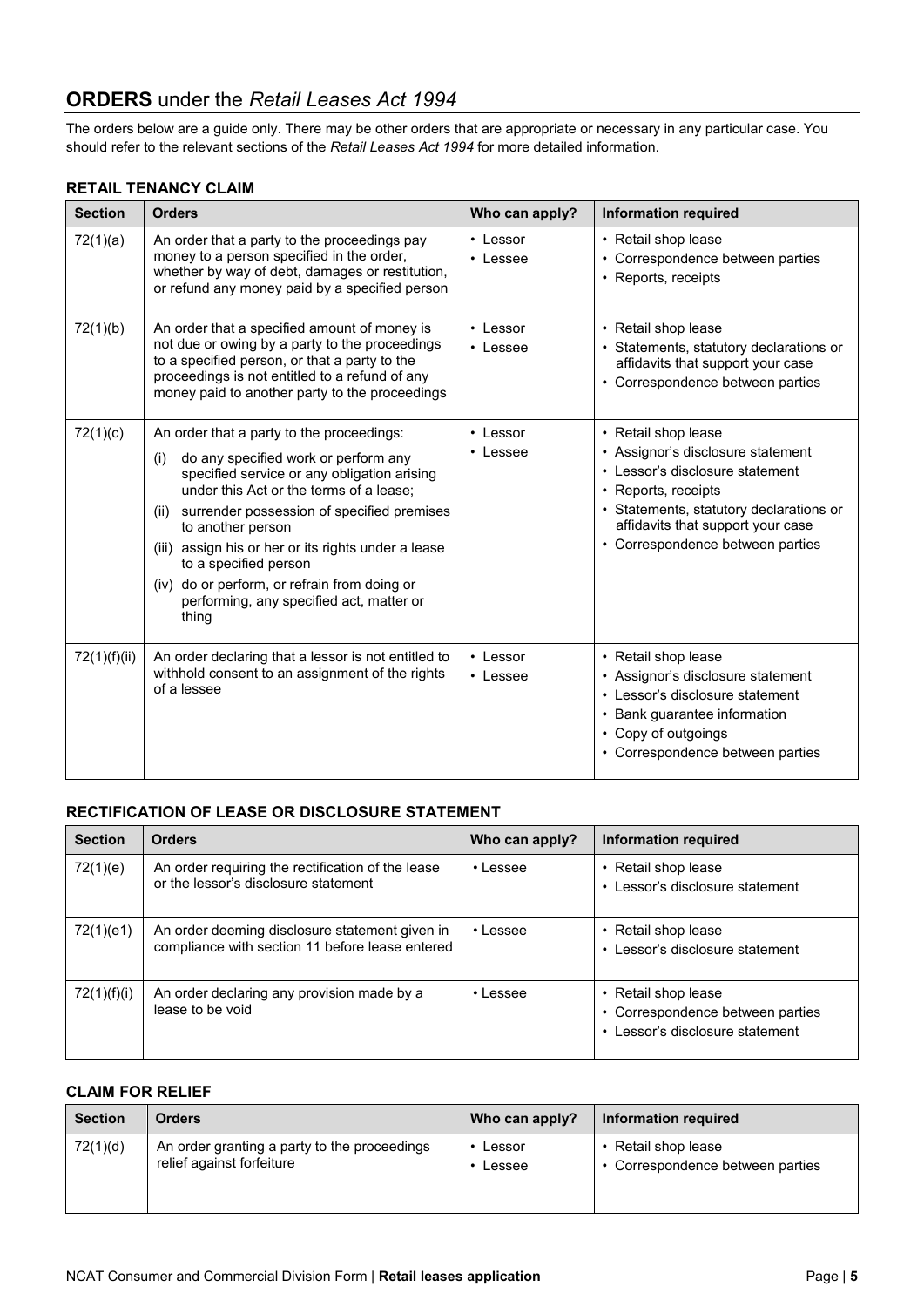## **ORDERS** under the *Retail Leases Act 1994*

The orders below are a guide only. There may be other orders that are appropriate or necessary in any particular case. You should refer to the relevant sections of the *Retail Leases Act 1994* for more detailed information.

### RETAIL TENANCY CLAIM

| Section | Orders | Who can apply? | Information required |
|---|---|---|---|
| 72(1)(a) | An order that a party to the proceedings pay money to a person specified in the order, whether by way of debt, damages or restitution, or refund any money paid by a specified person | • Lessor<br>• Lessee | • Retail shop lease<br>• Correspondence between parties<br>• Reports, receipts |
| 72(1)(b) | An order that a specified amount of money is not due or owing by a party to the proceedings to a specified person, or that a party to the proceedings is not entitled to a refund of any money paid to another party to the proceedings | • Lessor<br>• Lessee | • Retail shop lease<br>• Statements, statutory declarations or affidavits that support your case<br>• Correspondence between parties |
| 72(1)(c) | An order that a party to the proceedings:<br>(i) do any specified work or perform any specified service or any obligation arising under this Act or the terms of a lease;<br>(ii) surrender possession of specified premises to another person<br>(iii) assign his or her or its rights under a lease to a specified person<br>(iv) do or perform, or refrain from doing or performing, any specified act, matter or thing | • Lessor<br>• Lessee | • Retail shop lease<br>• Assignor's disclosure statement<br>• Lessor's disclosure statement<br>• Reports, receipts<br>• Statements, statutory declarations or affidavits that support your case<br>• Correspondence between parties |
| 72(1)(f)(ii) | An order declaring that a lessor is not entitled to withhold consent to an assignment of the rights of a lessee | • Lessor<br>• Lessee | • Retail shop lease<br>• Assignor's disclosure statement<br>• Lessor's disclosure statement<br>• Bank guarantee information<br>• Copy of outgoings<br>• Correspondence between parties |

### RECTIFICATION OF LEASE OR DISCLOSURE STATEMENT

| Section | Orders | Who can apply? | Information required |
|---|---|---|---|
| 72(1)(e) | An order requiring the rectification of the lease or the lessor's disclosure statement | • Lessee | • Retail shop lease<br>• Lessor's disclosure statement |
| 72(1)(e1) | An order deeming disclosure statement given in compliance with section 11 before lease entered | • Lessee | • Retail shop lease<br>• Lessor's disclosure statement |
| 72(1)(f)(i) | An order declaring any provision made by a lease to be void | • Lessee | • Retail shop lease<br>• Correspondence between parties<br>• Lessor's disclosure statement |

### CLAIM FOR RELIEF

| Section | Orders | Who can apply? | Information required |
|---|---|---|---|
| 72(1)(d) | An order granting a party to the proceedings relief against forfeiture | • Lessor<br>• Lessee | • Retail shop lease<br>• Correspondence between parties |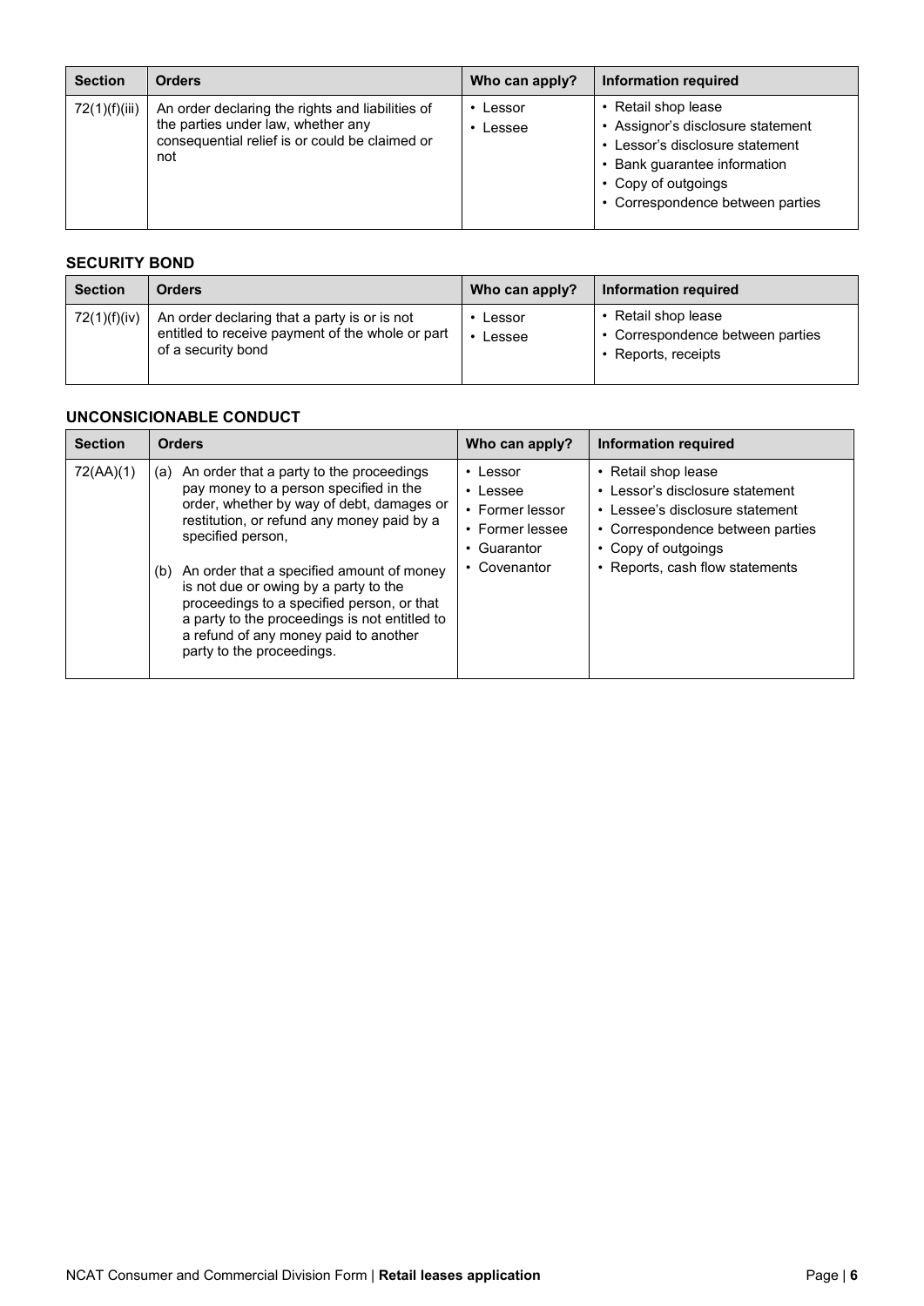| Section | Orders | Who can apply? | Information required |
|---|---|---|---|
| 72(1)(f)(iii) | An order declaring the rights and liabilities of the parties under law, whether any consequential relief is or could be claimed or not | • Lessor<br>• Lessee | • Retail shop lease<br>• Assignor's disclosure statement<br>• Lessor's disclosure statement<br>• Bank guarantee information<br>• Copy of outgoings<br>• Correspondence between parties |

### SECURITY BOND

| Section | Orders | Who can apply? | Information required |
|---|---|---|---|
| 72(1)(f)(iv) | An order declaring that a party is or is not entitled to receive payment of the whole or part of a security bond | • Lessor<br>• Lessee | • Retail shop lease<br>• Correspondence between parties<br>• Reports, receipts |

### UNCONSICIONABLE CONDUCT

| Section | Orders | Who can apply? | Information required |
|---|---|---|---|
| 72(AA)(1) | (a) An order that a party to the proceedings pay money to a person specified in the order, whether by way of debt, damages or restitution, or refund any money paid by a specified person,<br><br>(b) An order that a specified amount of money is not due or owing by a party to the proceedings to a specified person, or that a party to the proceedings is not entitled to a refund of any money paid to another party to the proceedings. | • Lessor<br>• Lessee<br>• Former lessor<br>• Former lessee<br>• Guarantor<br>• Covenantor | • Retail shop lease<br>• Lessor's disclosure statement<br>• Lessee's disclosure statement<br>• Correspondence between parties<br>• Copy of outgoings<br>• Reports, cash flow statements |